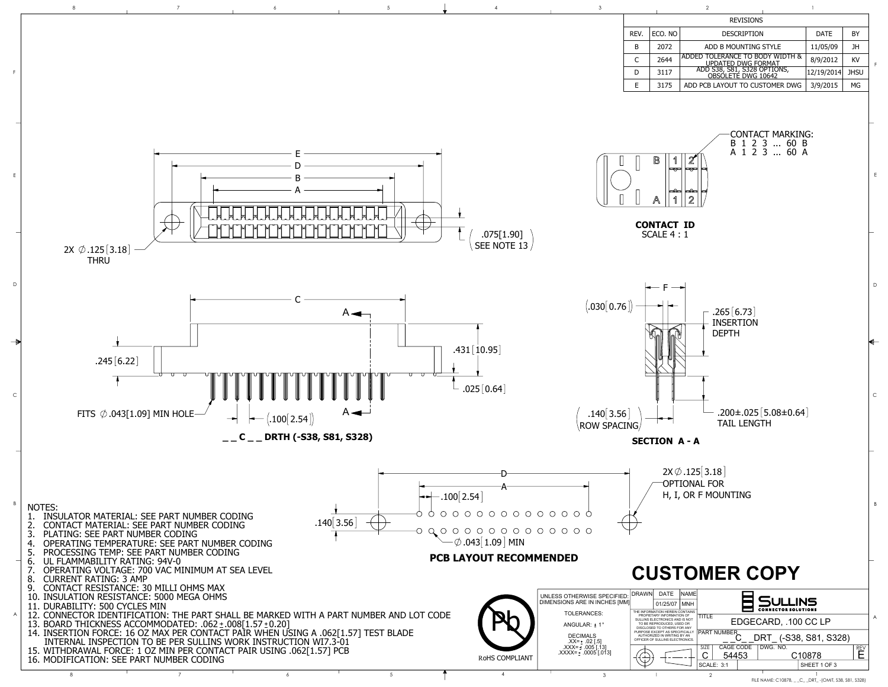## REVISIONS

| REV. | ECO. NO | DESCRIPTION | DATE | BY |
|---|---|---|---|---|
| B | 2072 | ADD B MOUNTING STYLE | 11/05/09 | JH |
| C | 2644 | ADDED TOLERANCE TO BODY WIDTH & UPDATED DWG FORMAT | 8/9/2012 | KV |
| D | 3117 | ADD S38, S81, S328 OPTIONS, OBSOLETE DWG 10642 | 12/19/2014 | JHSU |
| E | 3175 | ADD PCB LAYOUT TO CUSTOMER DWG | 3/9/2015 | MG |

E

D

B

A

2X ∅.125[3.18] THRU

(.075[1.90] SEE NOTE 13)

CONTACT MARKING:
B 1 2 3 ... 60 B
A 1 2 3 ... 60 A

**CONTACT ID**
SCALE 4 : 1

C

A

.245[6.22]

.431[10.95]

.025[0.64]

FITS ∅.043[1.09] MIN HOLE

(.100[2.54])

**_ _ C _ _ DRTH (-S38, S81, S328)**

F

(.030[0.76])

.265[6.73] INSERTION DEPTH

(.140[3.56] ROW SPACING)

.200±.025[5.08±0.64] TAIL LENGTH

**SECTION A - A**

D

A

.100[2.54]

.140[3.56]

∅.043[1.09] MIN

2X ∅.125[3.18] OPTIONAL FOR H, I, OR F MOUNTING

**PCB LAYOUT RECOMMENDED**

NOTES:
1. INSULATOR MATERIAL: SEE PART NUMBER CODING
2. CONTACT MATERIAL: SEE PART NUMBER CODING
3. PLATING: SEE PART NUMBER CODING
4. OPERATING TEMPERATURE: SEE PART NUMBER CODING
5. PROCESSING TEMP: SEE PART NUMBER CODING
6. UL FLAMMABILITY RATING: 94V-0
7. OPERATING VOLTAGE: 700 VAC MINIMUM AT SEA LEVEL
8. CURRENT RATING: 3 AMP
9. CONTACT RESISTANCE: 30 MILLI OHMS MAX
10. INSULATION RESISTANCE: 5000 MEGA OHMS
11. DURABILITY: 500 CYCLES MIN
12. CONNECTOR IDENTIFICATION: THE PART SHALL BE MARKED WITH A PART NUMBER AND LOT CODE
13. BOARD THICKNESS ACCOMMODATED: .062±.008[1.57±0.20]
14. INSERTION FORCE: 16 OZ MAX PER CONTACT PAIR WHEN USING A .062[1.57] TEST BLADE INTERNAL INSPECTION TO BE PER SULLINS WORK INSTRUCTION WI7.3-01
15. WITHDRAWAL FORCE: 1 OZ MIN PER CONTACT PAIR USING .062[1.57] PCB
16. MODIFICATION: SEE PART NUMBER CODING

# CUSTOMER COPY

RoHS COMPLIANT

UNLESS OTHERWISE SPECIFIED: DIMENSIONS ARE IN INCHES [MM]

TOLERANCES:
ANGULAR: ± 1°
DECIMALS
.XX= ± .02 [.5]
.XXX= ± .005 [.13]
.XXXX= ± .0005 [.013]

| DRAWN | DATE | NAME |
|---|---|---|
| | 01/25/07 | MNH |

THE INFORMATION HEREIN CONTAINS PROPRIETARY INFORMATION OF SULLINS ELECTRONICS AND IS NOT TO BE REPRODUCED, USED OR DISCLOSED TO OTHERS FOR ANY PURPOSE EXCEPT AS SPECIFICALLY AUTHORIZED IN WRITING BY AN OFFICER OF SULLINS ELECTRONICS.

SULLINS CONNECTOR SOLUTIONS

TITLE: EDGECARD, .100 CC LP

PART NUMBER: _ _C_ _DRT_ (-S38, S81, S328)

| SIZE | CAGE CODE | DWG. NO. | REV |
|---|---|---|---|
| C | 54453 | C10878 | E |

SCALE: 3:1 SHEET 1 OF 3

FILE NAME: C10878, _ _C_ _DRT_ -(OMIT, S38, S81, S328)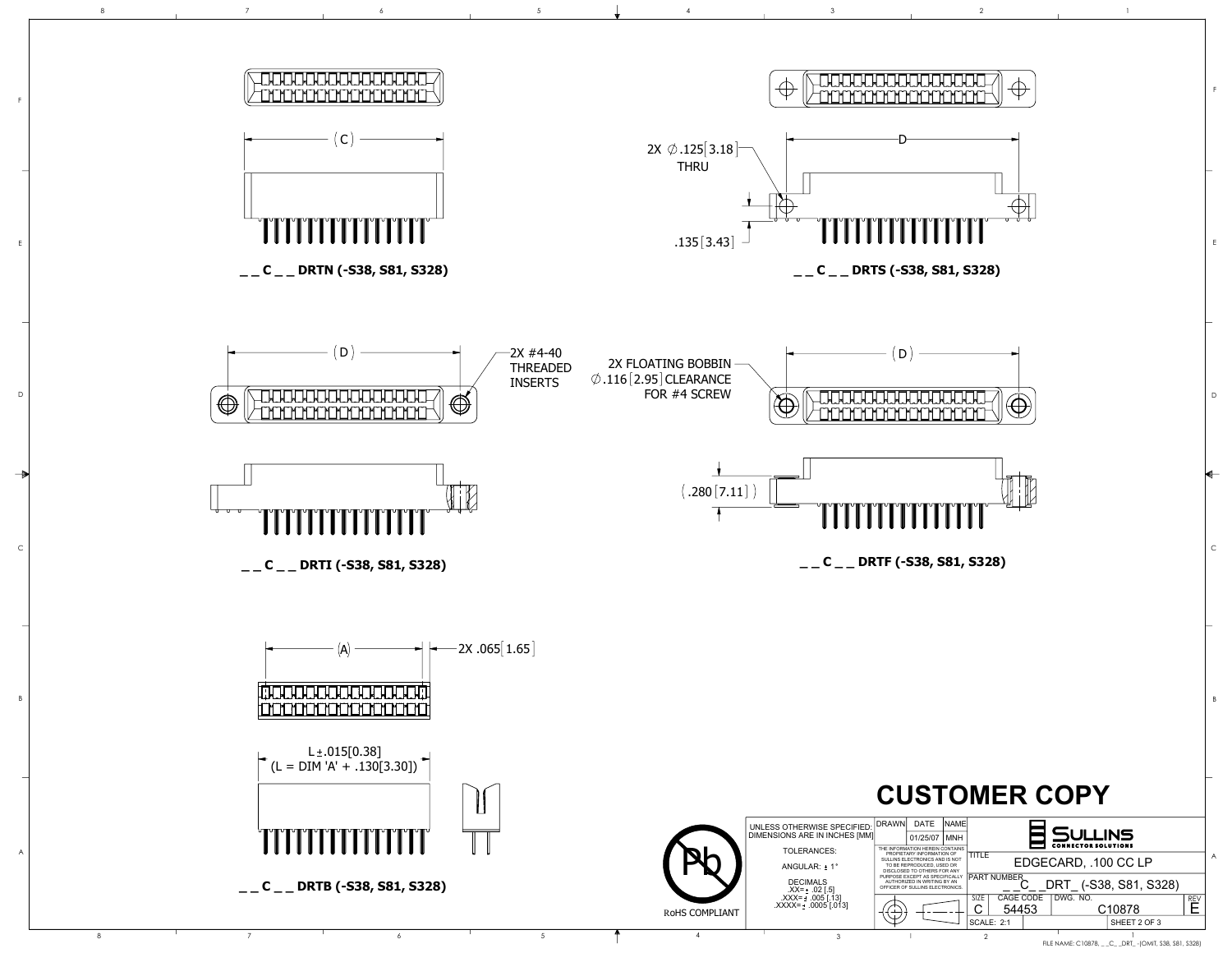(C)

## _ _ C _ _ DRTN (-S38, S81, S328)

2X ∅.125[3.18] THRU

D

.135[3.43]

## _ _ C _ _ DRTS (-S38, S81, S328)

(D)

2X #4-40 THREADED INSERTS

## _ _ C _ _ DRTI (-S38, S81, S328)

2X FLOATING BOBBIN ∅.116[2.95] CLEARANCE FOR #4 SCREW

(D)

(.280[7.11])

## _ _ C _ _ DRTF (-S38, S81, S328)

(A)

2X .065[1.65]

L ±.015[0.38]
(L = DIM 'A' + .130[3.30])

## _ _ C _ _ DRTB (-S38, S81, S328)

# CUSTOMER COPY

RoHS COMPLIANT

UNLESS OTHERWISE SPECIFIED: DIMENSIONS ARE IN INCHES [MM]

TOLERANCES:

ANGULAR: ± 1°

DECIMALS
.XX= ± .02 [.5]
.XXX= ± .005 [.13]
.XXXX= ± .0005 [.013]

| DRAWN | DATE | NAME |
|---|---|---|
| | 01/25/07 | MNH |

THE INFORMATION HEREIN CONTAINS PROPRIETARY INFORMATION OF SULLINS ELECTRONICS AND IS NOT TO BE REPRODUCED, USED OR DISCLOSED TO OTHERS FOR ANY PURPOSE EXCEPT AS SPECIFICALLY AUTHORIZED IN WRITING BY AN OFFICER OF SULLINS ELECTRONICS.

SULLINS CONNECTOR SOLUTIONS

TITLE: EDGECARD, .100 CC LP

PART NUMBER: _ _C_ _DRT_ (-S38, S81, S328)

| SIZE | CAGE CODE | DWG. NO. | REV |
|---|---|---|---|
| C | 54453 | C10878 | E |
| SCALE: 2:1 | | SHEET 2 OF 3 | |

FILE NAME: C10878, _ _C_ _DRT_-(OMIT, S38, S81, S328)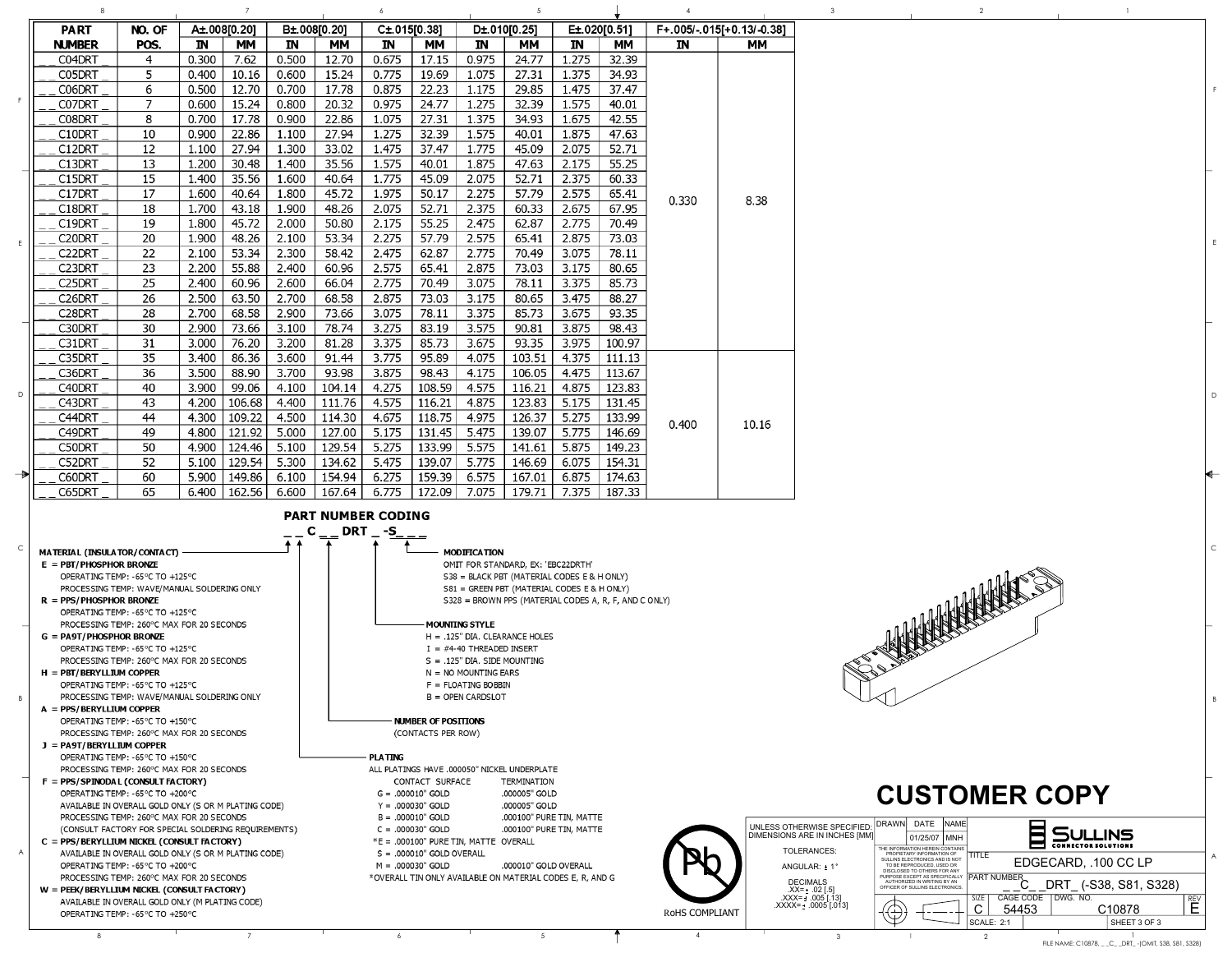| PART NUMBER | NO. OF POS. | A±.008[0.20] | | B±.008[0.20] | | C±.015[0.38] | | D±.010[0.25] | | E±.020[0.51] | | F+.005/-.015[+0.13/-0.38] | |
|---|---|---|---|---|---|---|---|---|---|---|---|---|---|
| | | IN | MM | IN | MM | IN | MM | IN | MM | IN | MM | IN | MM |
| _ _ C04DRT _ | 4 | 0.300 | 7.62 | 0.500 | 12.70 | 0.675 | 17.15 | 0.975 | 24.77 | 1.275 | 32.39 | 0.330 | 8.38 |
| _ _ C05DRT _ | 5 | 0.400 | 10.16 | 0.600 | 15.24 | 0.775 | 19.69 | 1.075 | 27.31 | 1.375 | 34.93 | | |
| _ _ C06DRT _ | 6 | 0.500 | 12.70 | 0.700 | 17.78 | 0.875 | 22.23 | 1.175 | 29.85 | 1.475 | 37.47 | | |
| _ _ C07DRT _ | 7 | 0.600 | 15.24 | 0.800 | 20.32 | 0.975 | 24.77 | 1.275 | 32.39 | 1.575 | 40.01 | | |
| _ _ C08DRT _ | 8 | 0.700 | 17.78 | 0.900 | 22.86 | 1.075 | 27.31 | 1.375 | 34.93 | 1.675 | 42.55 | | |
| _ _ C10DRT _ | 10 | 0.900 | 22.86 | 1.100 | 27.94 | 1.275 | 32.39 | 1.575 | 40.01 | 1.875 | 47.63 | | |
| _ _ C12DRT _ | 12 | 1.100 | 27.94 | 1.300 | 33.02 | 1.475 | 37.47 | 1.775 | 45.09 | 2.075 | 52.71 | | |
| _ _ C13DRT _ | 13 | 1.200 | 30.48 | 1.400 | 35.56 | 1.575 | 40.01 | 1.875 | 47.63 | 2.175 | 55.25 | | |
| _ _ C15DRT _ | 15 | 1.400 | 35.56 | 1.600 | 40.64 | 1.775 | 45.09 | 2.075 | 52.71 | 2.375 | 60.33 | | |
| _ _ C17DRT _ | 17 | 1.600 | 40.64 | 1.800 | 45.72 | 1.975 | 50.17 | 2.275 | 57.79 | 2.575 | 65.41 | | |
| _ _ C18DRT _ | 18 | 1.700 | 43.18 | 1.900 | 48.26 | 2.075 | 52.71 | 2.375 | 60.33 | 2.675 | 67.95 | | |
| _ _ C19DRT _ | 19 | 1.800 | 45.72 | 2.000 | 50.80 | 2.175 | 55.25 | 2.475 | 62.87 | 2.775 | 70.49 | | |
| _ _ C20DRT _ | 20 | 1.900 | 48.26 | 2.100 | 53.34 | 2.275 | 57.79 | 2.575 | 65.41 | 2.875 | 73.03 | | |
| _ _ C22DRT _ | 22 | 2.100 | 53.34 | 2.300 | 58.42 | 2.475 | 62.87 | 2.775 | 70.49 | 3.075 | 78.11 | | |
| _ _ C23DRT _ | 23 | 2.200 | 55.88 | 2.400 | 60.96 | 2.575 | 65.41 | 2.875 | 73.03 | 3.175 | 80.65 | | |
| _ _ C25DRT _ | 25 | 2.400 | 60.96 | 2.600 | 66.04 | 2.775 | 70.49 | 3.075 | 78.11 | 3.375 | 85.73 | | |
| _ _ C26DRT _ | 26 | 2.500 | 63.50 | 2.700 | 68.58 | 2.875 | 73.03 | 3.175 | 80.65 | 3.475 | 88.27 | | |
| _ _ C28DRT _ | 28 | 2.700 | 68.58 | 2.900 | 73.66 | 3.075 | 78.11 | 3.375 | 85.73 | 3.675 | 93.35 | | |
| _ _ C30DRT _ | 30 | 2.900 | 73.66 | 3.100 | 78.74 | 3.275 | 83.19 | 3.575 | 90.81 | 3.875 | 98.43 | | |
| _ _ C31DRT _ | 31 | 3.000 | 76.20 | 3.200 | 81.28 | 3.375 | 85.73 | 3.675 | 93.35 | 3.975 | 100.97 | | |
| _ _ C35DRT _ | 35 | 3.400 | 86.36 | 3.600 | 91.44 | 3.775 | 95.89 | 4.075 | 103.51 | 4.375 | 111.13 | 0.400 | 10.16 |
| _ _ C36DRT _ | 36 | 3.500 | 88.90 | 3.700 | 93.98 | 3.875 | 98.43 | 4.175 | 106.05 | 4.475 | 113.67 | | |
| _ _ C40DRT _ | 40 | 3.900 | 99.06 | 4.100 | 104.14 | 4.275 | 108.59 | 4.575 | 116.21 | 4.875 | 123.83 | | |
| _ _ C43DRT _ | 43 | 4.200 | 106.68 | 4.400 | 111.76 | 4.575 | 116.21 | 4.875 | 123.83 | 5.175 | 131.45 | | |
| _ _ C44DRT _ | 44 | 4.300 | 109.22 | 4.500 | 114.30 | 4.675 | 118.75 | 4.975 | 126.37 | 5.275 | 133.99 | | |
| _ _ C49DRT _ | 49 | 4.800 | 121.92 | 5.000 | 127.00 | 5.175 | 131.45 | 5.475 | 139.07 | 5.775 | 146.69 | | |
| _ _ C50DRT _ | 50 | 4.900 | 124.46 | 5.100 | 129.54 | 5.275 | 133.99 | 5.575 | 141.61 | 5.875 | 149.23 | | |
| _ _ C52DRT _ | 52 | 5.100 | 129.54 | 5.300 | 134.62 | 5.475 | 139.07 | 5.775 | 146.69 | 6.075 | 154.31 | | |
| _ _ C60DRT _ | 60 | 5.900 | 149.86 | 6.100 | 154.94 | 6.275 | 159.39 | 6.575 | 167.01 | 6.875 | 174.63 | | |
| _ _ C65DRT _ | 65 | 6.400 | 162.56 | 6.600 | 167.64 | 6.775 | 172.09 | 7.075 | 179.71 | 7.375 | 187.33 | | |

## PART NUMBER CODING

**_ _ C _ _ DRT _ -S_ _ _**

**MATERIAL (INSULATOR/CONTACT)**

- **E = PBT/PHOSPHOR BRONZE**
  OPERATING TEMP: -65°C TO +125°C
  PROCESSING TEMP: WAVE/MANUAL SOLDERING ONLY
- **R = PPS/PHOSPHOR BRONZE**
  OPERATING TEMP: -65°C TO +125°C
  PROCESSING TEMP: 260°C MAX FOR 20 SECONDS
- **G = PA9T/PHOSPHOR BRONZE**
  OPERATING TEMP: -65°C TO +125°C
  PROCESSING TEMP: 260°C MAX FOR 20 SECONDS
- **H = PBT/BERYLLIUM COPPER**
  OPERATING TEMP: -65°C TO +125°C
  PROCESSING TEMP: WAVE/MANUAL SOLDERING ONLY
- **A = PPS/BERYLLIUM COPPER**
  OPERATING TEMP: -65°C TO +150°C
  PROCESSING TEMP: 260°C MAX FOR 20 SECONDS
- **J = PA9T/BERYLLIUM COPPER**
  OPERATING TEMP: -65°C TO +150°C
  PROCESSING TEMP: 260°C MAX FOR 20 SECONDS
- **F = PPS/SPINODAL (CONSULT FACTORY)**
  OPERATING TEMP: -65°C TO +200°C
  AVAILABLE IN OVERALL GOLD ONLY (S OR M PLATING CODE)
  PROCESSING TEMP: 260°C MAX FOR 20 SECONDS
  (CONSULT FACTORY FOR SPECIAL SOLDERING REQUIREMENTS)
- **C = PPS/BERYLLIUM NICKEL (CONSULT FACTORY)**
  AVAILABLE IN OVERALL GOLD ONLY (S OR M PLATING CODE)
  OPERATING TEMP: -65°C TO +200°C
  PROCESSING TEMP: 260°C MAX FOR 20 SECONDS
- **W = PEEK/BERYLLIUM NICKEL (CONSULT FACTORY)**
  AVAILABLE IN OVERALL GOLD ONLY (M PLATING CODE)
  OPERATING TEMP: -65°C TO +250°C

**MODIFICATION**
OMIT FOR STANDARD, EX: 'EBC22DRTH'
S38 = BLACK PBT (MATERIAL CODES E & H ONLY)
S81 = GREEN PBT (MATERIAL CODES E & H ONLY)
S328 = BROWN PPS (MATERIAL CODES A, R, F, AND C ONLY)

**MOUNTING STYLE**
H = .125" DIA. CLEARANCE HOLES
I = #4-40 THREADED INSERT
S = .125" DIA. SIDE MOUNTING
N = NO MOUNTING EARS
F = FLOATING BOBBIN
B = OPEN CARDSLOT

**NUMBER OF POSITIONS**
(CONTACTS PER ROW)

**PLATING**
ALL PLATINGS HAVE .000050" NICKEL UNDERPLATE

| | CONTACT SURFACE | TERMINATION |
|---|---|---|
| G = | .000010" GOLD | .000005" GOLD |
| Y = | .000030" GOLD | .000005" GOLD |
| B = | .000010" GOLD | .000100" PURE TIN, MATTE |
| C = | .000030" GOLD | .000100" PURE TIN, MATTE |
| *E = | .000100" PURE TIN, MATTE | OVERALL |
| S = | .000010" GOLD OVERALL | |
| M = | .000030" GOLD | .000010" GOLD OVERALL |

*OVERALL TIN ONLY AVAILABLE ON MATERIAL CODES E, R, AND G

# CUSTOMER COPY

RoHS COMPLIANT

UNLESS OTHERWISE SPECIFIED: DIMENSIONS ARE IN INCHES [MM]

TOLERANCES:
ANGULAR: ± 1°
DECIMALS
.XX= ± .02 [.5]
.XXX= ± .005 [.13]
.XXXX= ± .0005 [.013]

DRAWN: MNH — DATE: 01/25/07

THE INFORMATION HEREIN CONTAINS PROPRIETARY INFORMATION OF SULLINS ELECTRONICS AND IS NOT TO BE REPRODUCED, USED OR DISCLOSED TO OTHERS FOR ANY PURPOSE EXCEPT AS SPECIFICALLY AUTHORIZED IN WRITING BY AN OFFICER OF SULLINS ELECTRONICS.

SULLINS CONNECTOR SOLUTIONS

TITLE: EDGECARD, .100 CC LP

PART NUMBER: _ _C_ _DRT_ (-S38, S81, S328)

SIZE: C — CAGE CODE: 54453 — DWG. NO.: C10878 — REV: E

SCALE: 2:1 — SHEET 3 OF 3

FILE NAME: C10878, _ _C_ _DRT_-(OMIT, S38, S81, S328)